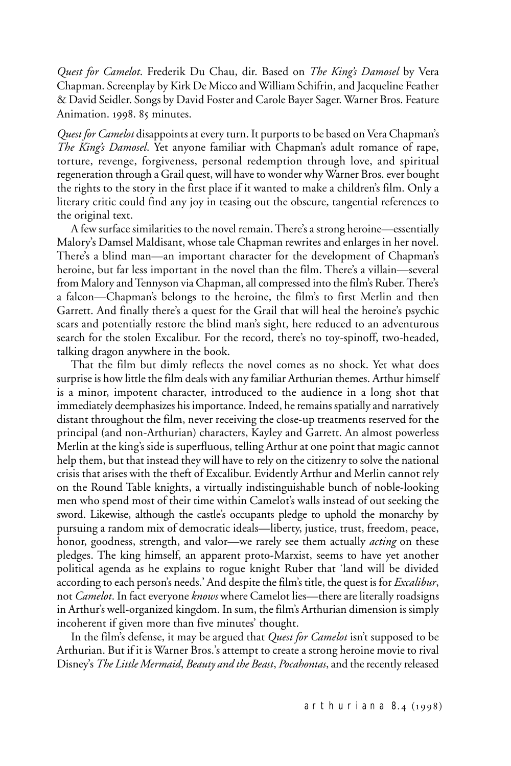*Quest for Camelot*. Frederik Du Chau, dir. Based on *The King's Damosel* by Vera Chapman. Screenplay by Kirk De Micco and William Schifrin, and Jacqueline Feather & David Seidler. Songs by David Foster and Carole Bayer Sager. Warner Bros. Feature Animation. 1998. 85 minutes.

*Quest for Camelot* disappoints at every turn. It purports to be based on Vera Chapman's *The King's Damosel*. Yet anyone familiar with Chapman's adult romance of rape, torture, revenge, forgiveness, personal redemption through love, and spiritual regeneration through a Grail quest, will have to wonder why Warner Bros. ever bought the rights to the story in the first place if it wanted to make a children's film. Only a literary critic could find any joy in teasing out the obscure, tangential references to the original text.

A few surface similarities to the novel remain. There's a strong heroine—essentially Malory's Damsel Maldisant, whose tale Chapman rewrites and enlarges in her novel. There's a blind man—an important character for the development of Chapman's heroine, but far less important in the novel than the film. There's a villain—several from Malory and Tennyson via Chapman, all compressed into the film's Ruber. There's a falcon—Chapman's belongs to the heroine, the film's to first Merlin and then Garrett. And finally there's a quest for the Grail that will heal the heroine's psychic scars and potentially restore the blind man's sight, here reduced to an adventurous search for the stolen Excalibur. For the record, there's no toy-spinoff, two-headed, talking dragon anywhere in the book.

That the film but dimly reflects the novel comes as no shock. Yet what does surprise is how little the film deals with any familiar Arthurian themes. Arthur himself is a minor, impotent character, introduced to the audience in a long shot that immediately deemphasizes his importance. Indeed, he remains spatially and narratively distant throughout the film, never receiving the close-up treatments reserved for the principal (and non-Arthurian) characters, Kayley and Garrett. An almost powerless Merlin at the king's side is superfluous, telling Arthur at one point that magic cannot help them, but that instead they will have to rely on the citizenry to solve the national crisis that arises with the theft of Excalibur. Evidently Arthur and Merlin cannot rely on the Round Table knights, a virtually indistinguishable bunch of noble-looking men who spend most of their time within Camelot's walls instead of out seeking the sword. Likewise, although the castle's occupants pledge to uphold the monarchy by pursuing a random mix of democratic ideals—liberty, justice, trust, freedom, peace, honor, goodness, strength, and valor—we rarely see them actually *acting* on these pledges. The king himself, an apparent proto-Marxist, seems to have yet another political agenda as he explains to rogue knight Ruber that 'land will be divided according to each person's needs.' And despite the film's title, the quest is for *Excalibur*, not *Camelot*. In fact everyone *knows* where Camelot lies—there are literally roadsigns in Arthur's well-organized kingdom. In sum, the film's Arthurian dimension is simply incoherent if given more than five minutes' thought.

In the film's defense, it may be argued that *Quest for Camelot* isn't supposed to be Arthurian. But if it is Warner Bros.'s attempt to create a strong heroine movie to rival Disney's *The Little Mermaid*, *Beauty and the Beast*, *Pocahontas*, and the recently released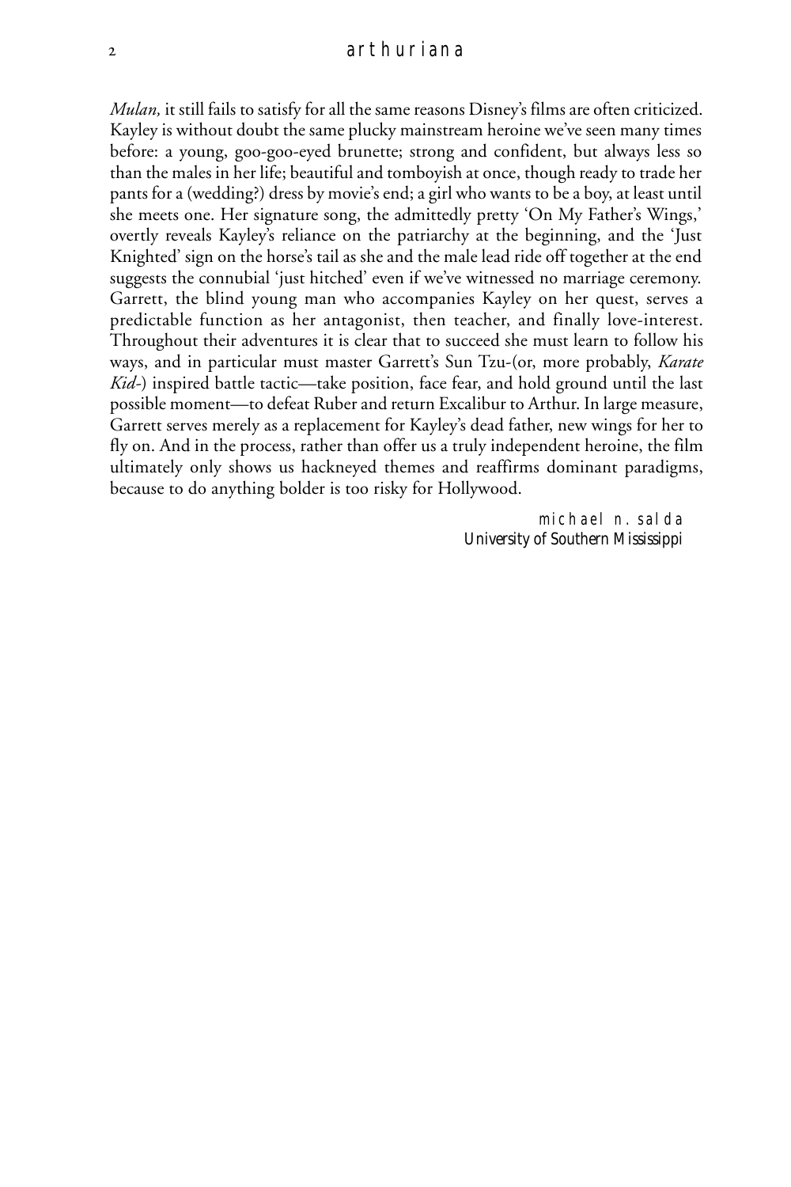*Mulan,* it still fails to satisfy for all the same reasons Disney's films are often criticized. Kayley is without doubt the same plucky mainstream heroine we've seen many times before: a young, goo-goo-eyed brunette; strong and confident, but always less so than the males in her life; beautiful and tomboyish at once, though ready to trade her pants for a (wedding?) dress by movie's end; a girl who wants to be a boy, at least until she meets one. Her signature song, the admittedly pretty 'On My Father's Wings,' overtly reveals Kayley's reliance on the patriarchy at the beginning, and the 'Just Knighted' sign on the horse's tail as she and the male lead ride off together at the end suggests the connubial 'just hitched' even if we've witnessed no marriage ceremony. Garrett, the blind young man who accompanies Kayley on her quest, serves a predictable function as her antagonist, then teacher, and finally love-interest. Throughout their adventures it is clear that to succeed she must learn to follow his ways, and in particular must master Garrett's Sun Tzu-(or, more probably, *Karate Kid*-) inspired battle tactic—take position, face fear, and hold ground until the last possible moment—to defeat Ruber and return Excalibur to Arthur. In large measure, Garrett serves merely as a replacement for Kayley's dead father, new wings for her to fly on. And in the process, rather than offer us a truly independent heroine, the film ultimately only shows us hackneyed themes and reaffirms dominant paradigms, because to do anything bolder is too risky for Hollywood.

michael n. salda
University of Southern Mississippi